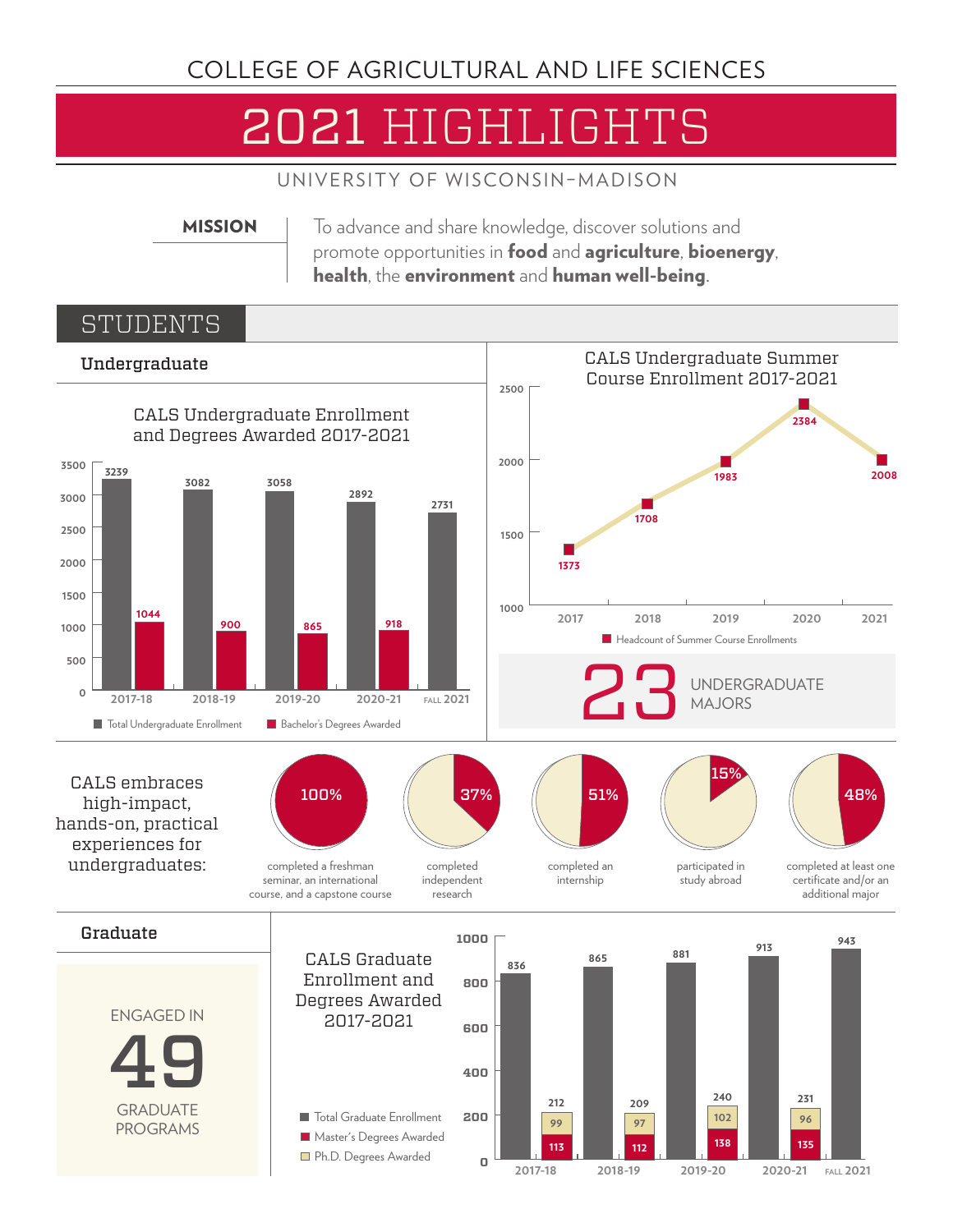COLLEGE OF AGRICULTURAL AND LIFE SCIENCES

# 2021 HIGHLIGHTS

UNIVERSITY OF WISCONSIN–MADISON

**MISSION**

To advance and share knowledge, discover solutions and promote opportunities in **food** and **agriculture**, **bioenergy**, **health**, the **environment** and **human well-being**.

## STUDENTS

### Undergraduate

**CALS Undergraduate Enrollment and Degrees Awarded 2017-2021**

| Year | Total Undergraduate Enrollment | Bachelor's Degrees Awarded |
|---|---|---|
| 2017-18 | 3239 | 1044 |
| 2018-19 | 3082 | 900 |
| 2019-20 | 3058 | 865 |
| 2020-21 | 2892 | 918 |
| FALL 2021 | 2731 | |

**CALS Undergraduate Summer Course Enrollment 2017-2021**

| Year | Headcount of Summer Course Enrollments |
|---|---|
| 2017 | 1373 |
| 2018 | 1708 |
| 2019 | 1983 |
| 2020 | 2384 |
| 2021 | 2008 |

**23** UNDERGRADUATE MAJORS

CALS embraces high-impact, hands-on, practical experiences for undergraduates:

- **100%** completed a freshman seminar, an international course, and a capstone course
- **37%** completed independent research
- **51%** completed an internship
- **15%** participated in study abroad
- **48%** completed at least one certificate and/or an additional major

### Graduate

ENGAGED IN **49** GRADUATE PROGRAMS

**CALS Graduate Enrollment and Degrees Awarded 2017-2021**

| Year | Total Graduate Enrollment | Master's Degrees Awarded | Ph.D. Degrees Awarded | Total Degrees Awarded |
|---|---|---|---|---|
| 2017-18 | 836 | 113 | 99 | 212 |
| 2018-19 | 865 | 112 | 97 | 209 |
| 2019-20 | 881 | 138 | 102 | 240 |
| 2020-21 | 913 | 135 | 96 | 231 |
| FALL 2021 | 943 | | | |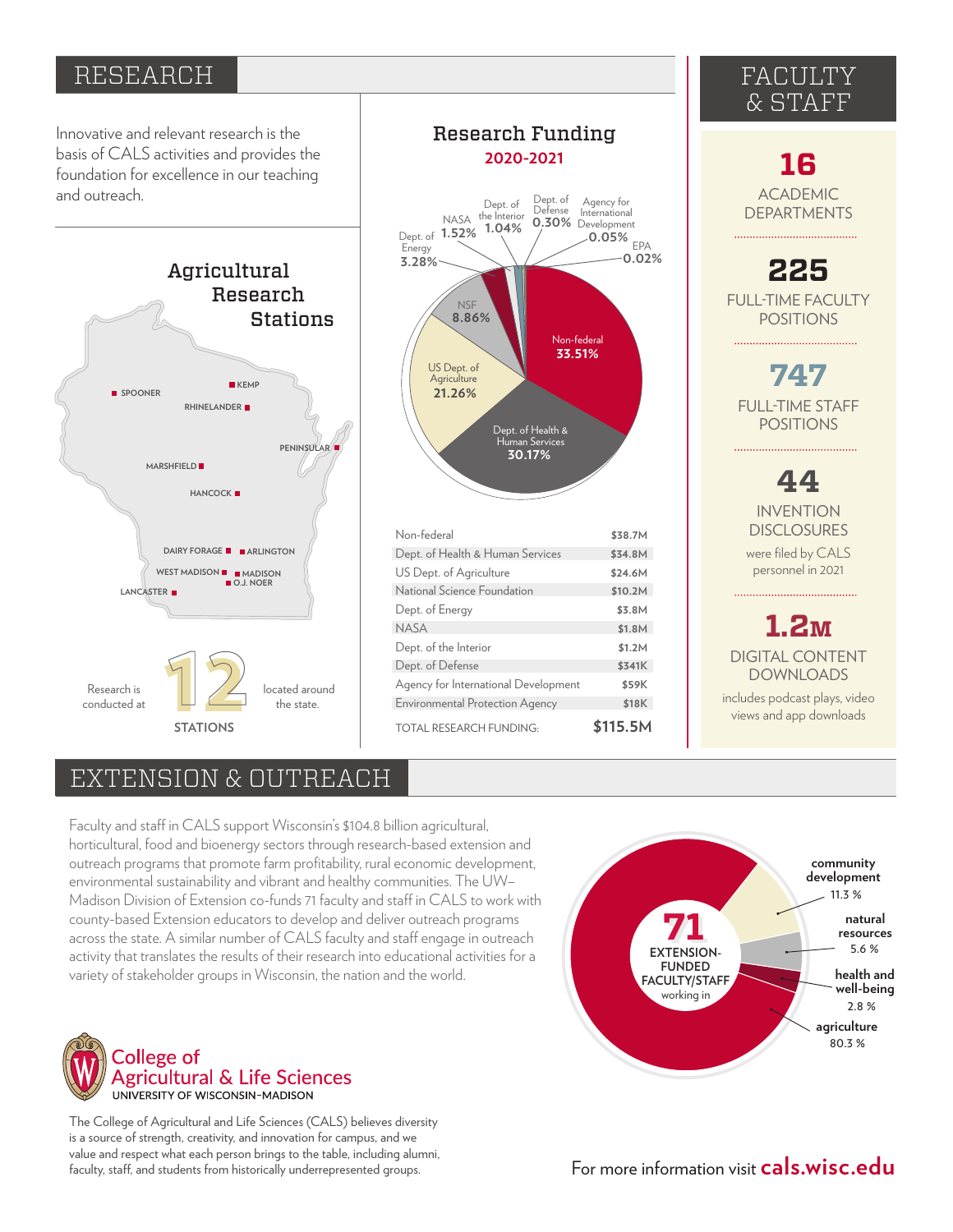# RESEARCH

Innovative and relevant research is the basis of CALS activities and provides the foundation for excellence in our teaching and outreach.

## Agricultural Research Stations

SPOONER
KEMP
RHINELANDER
PENINSULAR
MARSHFIELD
HANCOCK
DAIRY FORAGE
ARLINGTON
WEST MADISON
MADISON
O.J. NOER
LANCASTER

Research is conducted at **12** STATIONS located around the state.

## Research Funding

**2020-2021**

Non-federal 33.51%
Dept. of Health & Human Services 30.17%
US Dept. of Agriculture 21.26%
NSF 8.86%
Dept. of Energy 3.28%
NASA 1.52%
Dept. of the Interior 1.04%
Dept. of Defense 0.30%
Agency for International Development 0.05%
EPA 0.02%

| | |
|---|---|
| Non-federal | $38.7M |
| Dept. of Health & Human Services | $34.8M |
| US Dept. of Agriculture | $24.6M |
| National Science Foundation | $10.2M |
| Dept. of Energy | $3.8M |
| NASA | $1.8M |
| Dept. of the Interior | $1.2M |
| Dept. of Defense | $341K |
| Agency for International Development | $59K |
| Environmental Protection Agency | $18K |
| TOTAL RESEARCH FUNDING: | **$115.5M** |

# FACULTY & STAFF

**16**
ACADEMIC DEPARTMENTS

**225**
FULL-TIME FACULTY POSITIONS

**747**
FULL-TIME STAFF POSITIONS

**44**
INVENTION DISCLOSURES
were filed by CALS personnel in 2021

**1.2M**
DIGITAL CONTENT DOWNLOADS
includes podcast plays, video views and app downloads

# EXTENSION & OUTREACH

Faculty and staff in CALS support Wisconsin's $104.8 billion agricultural, horticultural, food and bioenergy sectors through research-based extension and outreach programs that promote farm profitability, rural economic development, environmental sustainability and vibrant and healthy communities. The UW–Madison Division of Extension co-funds 71 faculty and staff in CALS to work with county-based Extension educators to develop and deliver outreach programs across the state. A similar number of CALS faculty and staff engage in outreach activity that translates the results of their research into educational activities for a variety of stakeholder groups in Wisconsin, the nation and the world.

**71** EXTENSION-FUNDED FACULTY/STAFF working in

**community development** 11.3 %
**natural resources** 5.6 %
**health and well-being** 2.8 %
**agriculture** 80.3 %

College of Agricultural & Life Sciences
UNIVERSITY OF WISCONSIN–MADISON

The College of Agricultural and Life Sciences (CALS) believes diversity is a source of strength, creativity, and innovation for campus, and we value and respect what each person brings to the table, including alumni, faculty, staff, and students from historically underrepresented groups.

For more information visit **cals.wisc.edu**